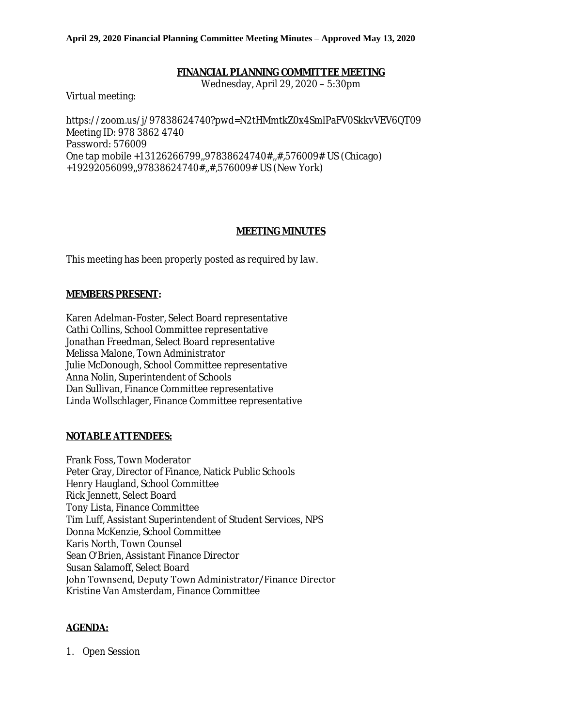**April 29, 2020 Financial Planning Committee Meeting Minutes – Approved May 13, 2020**

# FINANCIAL PLANNING COMMITTEE MEETING

Wednesday, April 29, 2020 – 5:30pm

Virtual meeting:

https://zoom.us/j/97838624740?pwd=N2tHMmtkZ0x4SmlPaFV0SkkvVEV6QT09
Meeting ID: 978 3862 4740
Password: 576009
One tap mobile +13126266799,,97838624740#,,#,576009# US (Chicago)
+19292056099,,97838624740#,,#,576009# US (New York)

## MEETING MINUTES

This meeting has been properly posted as required by law.

### MEMBERS PRESENT:

Karen Adelman-Foster, Select Board representative
Cathi Collins, School Committee representative
Jonathan Freedman, Select Board representative
Melissa Malone, Town Administrator
Julie McDonough, School Committee representative
Anna Nolin, Superintendent of Schools
Dan Sullivan, Finance Committee representative
Linda Wollschlager, Finance Committee representative

### NOTABLE ATTENDEES:

Frank Foss, Town Moderator
Peter Gray, Director of Finance, Natick Public Schools
Henry Haugland, School Committee
Rick Jennett, Select Board
Tony Lista, Finance Committee
Tim Luff, Assistant Superintendent of Student Services, NPS
Donna McKenzie, School Committee
Karis North, Town Counsel
Sean O'Brien, Assistant Finance Director
Susan Salamoff, Select Board
John Townsend, Deputy Town Administrator/Finance Director
Kristine Van Amsterdam, Finance Committee

### AGENDA:

1. Open Session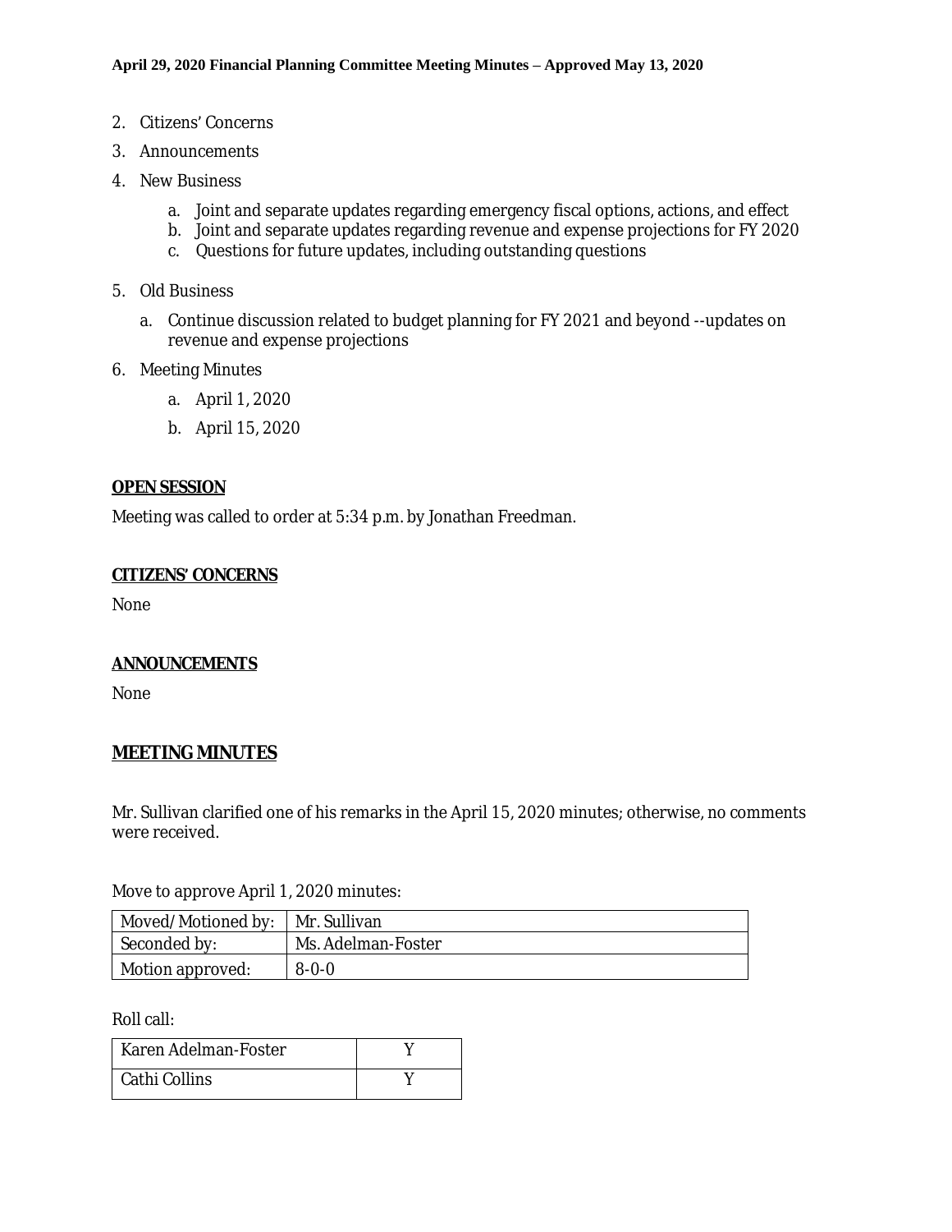2. Citizens' Concerns
3. Announcements
4. New Business
   a. Joint and separate updates regarding emergency fiscal options, actions, and effect
   b. Joint and separate updates regarding revenue and expense projections for FY 2020
   c. Questions for future updates, including outstanding questions
5. Old Business
   a. Continue discussion related to budget planning for FY 2021 and beyond --updates on revenue and expense projections
6. Meeting Minutes
   a. April 1, 2020
   b. April 15, 2020

**OPEN SESSION**

Meeting was called to order at 5:34 p.m. by Jonathan Freedman.

**CITIZENS' CONCERNS**

None

**ANNOUNCEMENTS**

None

## MEETING MINUTES

Mr. Sullivan clarified one of his remarks in the April 15, 2020 minutes; otherwise, no comments were received.

Move to approve April 1, 2020 minutes:

| Moved/Motioned by: | Mr. Sullivan |
|---|---|
| Seconded by: | Ms. Adelman-Foster |
| Motion approved: | 8-0-0 |

Roll call:

| Karen Adelman-Foster | Y |
|---|---|
| Cathi Collins | Y |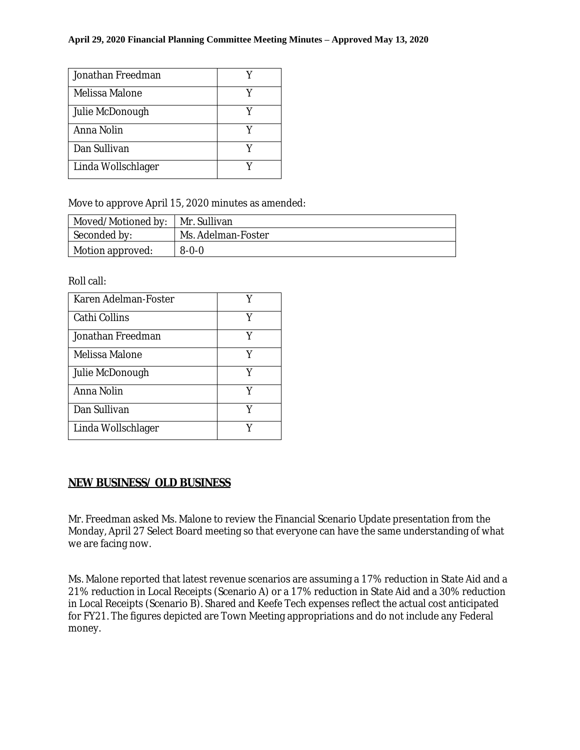| Jonathan Freedman | Y |
|---|---|
| Melissa Malone | Y |
| Julie McDonough | Y |
| Anna Nolin | Y |
| Dan Sullivan | Y |
| Linda Wollschlager | Y |

Move to approve April 15, 2020 minutes as amended:

| Moved/Motioned by: | Mr. Sullivan |
|---|---|
| Seconded by: | Ms. Adelman-Foster |
| Motion approved: | 8-0-0 |

Roll call:

| Karen Adelman-Foster | Y |
|---|---|
| Cathi Collins | Y |
| Jonathan Freedman | Y |
| Melissa Malone | Y |
| Julie McDonough | Y |
| Anna Nolin | Y |
| Dan Sullivan | Y |
| Linda Wollschlager | Y |

## NEW BUSINESS/ OLD BUSINESS

Mr. Freedman asked Ms. Malone to review the Financial Scenario Update presentation from the Monday, April 27 Select Board meeting so that everyone can have the same understanding of what we are facing now.

Ms. Malone reported that latest revenue scenarios are assuming a 17% reduction in State Aid and a 21% reduction in Local Receipts (Scenario A) or a 17% reduction in State Aid and a 30% reduction in Local Receipts (Scenario B). Shared and Keefe Tech expenses reflect the actual cost anticipated for FY21. The figures depicted are Town Meeting appropriations and do not include any Federal money.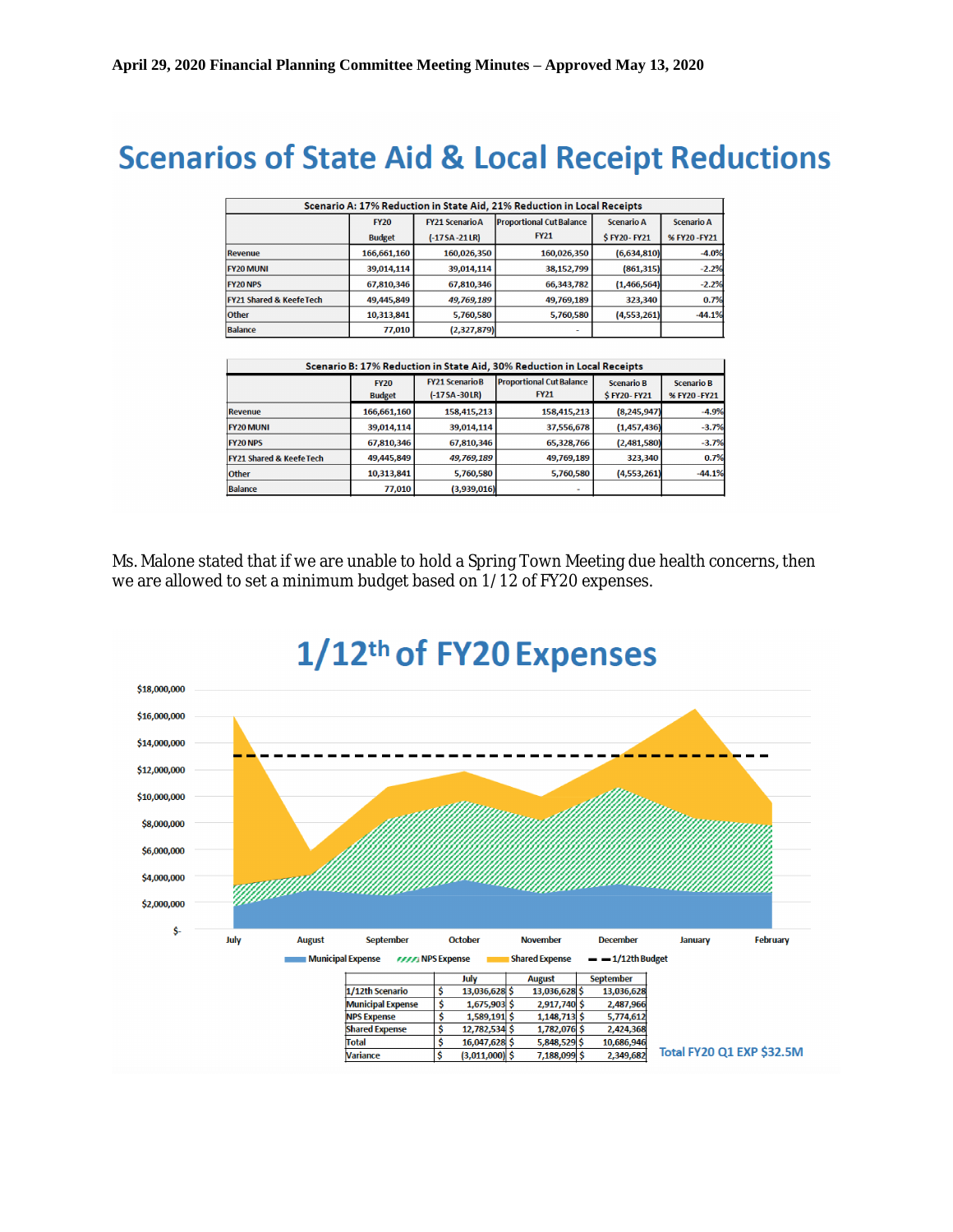# Scenarios of State Aid & Local Receipt Reductions

| Scenario A: 17% Reduction in State Aid, 21% Reduction in Local Receipts | | | | | |
|---|---|---|---|---|---|
| | FY20 Budget | FY21 Scenario A (-17SA -21LR) | Proportional Cut Balance FY21 | Scenario A $ FY20- FY21 | Scenario A % FY20 -FY21 |
| Revenue | 166,661,160 | 160,026,350 | 160,026,350 | (6,634,810) | -4.0% |
| FY20 MUNI | 39,014,114 | 39,014,114 | 38,152,799 | (861,315) | -2.2% |
| FY20 NPS | 67,810,346 | 67,810,346 | 66,343,782 | (1,466,564) | -2.2% |
| FY21 Shared & Keefe Tech | 49,445,849 | *49,769,189* | 49,769,189 | 323,340 | 0.7% |
| Other | 10,313,841 | 5,760,580 | 5,760,580 | (4,553,261) | -44.1% |
| Balance | 77,010 | (2,327,879) | - | | |

| Scenario B: 17% Reduction in State Aid, 30% Reduction in Local Receipts | | | | | |
|---|---|---|---|---|---|
| | FY20 Budget | FY21 Scenario B (-17SA -30LR) | Proportional Cut Balance FY21 | Scenario B $ FY20- FY21 | Scenario B % FY20 -FY21 |
| Revenue | 166,661,160 | 158,415,213 | 158,415,213 | (8,245,947) | -4.9% |
| FY20 MUNI | 39,014,114 | 39,014,114 | 37,556,678 | (1,457,436) | -3.7% |
| FY20 NPS | 67,810,346 | 67,810,346 | 65,328,766 | (2,481,580) | -3.7% |
| FY21 Shared & Keefe Tech | 49,445,849 | *49,769,189* | 49,769,189 | 323,340 | 0.7% |
| Other | 10,313,841 | 5,760,580 | 5,760,580 | (4,553,261) | -44.1% |
| Balance | 77,010 | (3,939,016) | - | | |

Ms. Malone stated that if we are unable to hold a Spring Town Meeting due health concerns, then we are allowed to set a minimum budget based on 1/12 of FY20 expenses.

# 1/12th of FY20 Expenses

| | July | August | September |
|---|---|---|---|
| 1/12th Scenario | $ 13,036,628 | $ 13,036,628 | $ 13,036,628 |
| Municipal Expense | $ 1,675,903 | $ 2,917,740 | $ 2,487,966 |
| NPS Expense | $ 1,589,191 | $ 1,148,713 | $ 5,774,612 |
| Shared Expense | $ 12,782,534 | $ 1,782,076 | $ 2,424,368 |
| Total | $ 16,047,628 | $ 5,848,529 | $ 10,686,946 |
| Variance | $ (3,011,000) | $ 7,188,099 | $ 2,349,682 |

Total FY20 Q1 EXP $32.5M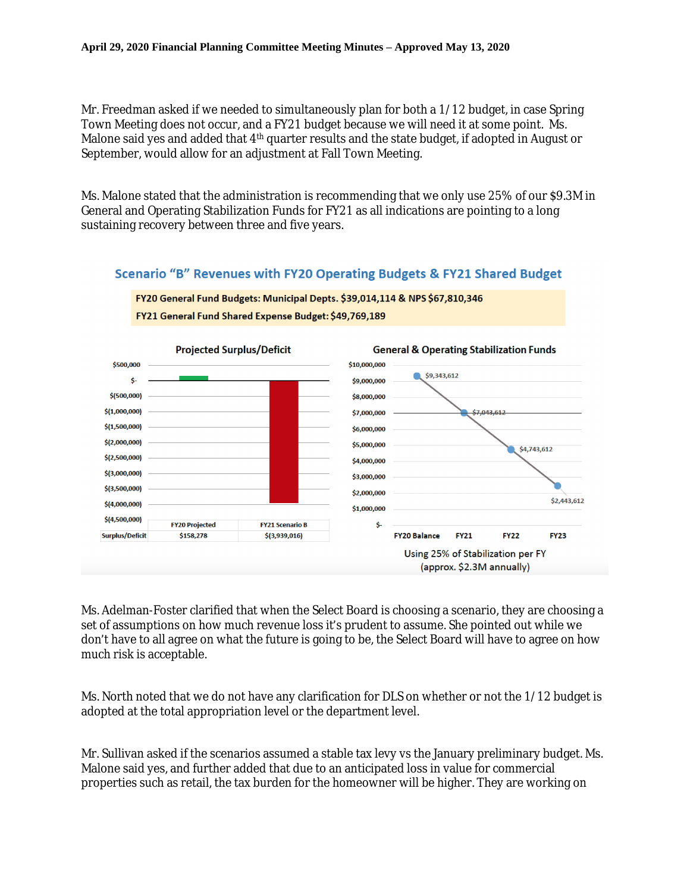Mr. Freedman asked if we needed to simultaneously plan for both a 1/12 budget, in case Spring Town Meeting does not occur, and a FY21 budget because we will need it at some point. Ms. Malone said yes and added that 4th quarter results and the state budget, if adopted in August or September, would allow for an adjustment at Fall Town Meeting.

Ms. Malone stated that the administration is recommending that we only use 25% of our $9.3M in General and Operating Stabilization Funds for FY21 as all indications are pointing to a long sustaining recovery between three and five years.

**Scenario "B" Revenues with FY20 Operating Budgets & FY21 Shared Budget**

**FY20 General Fund Budgets: Municipal Depts. $39,014,114 & NPS $67,810,346**

**FY21 General Fund Shared Expense Budget: $49,769,189**

**Projected Surplus/Deficit**

| | FY20 Projected | FY21 Scenario B |
|---|---|---|
| Surplus/Deficit | $158,278 | $(3,939,016) |

**General & Operating Stabilization Funds**

| FY20 Balance | FY21 | FY22 | FY23 |
|---|---|---|---|
| $9,343,612 | $7,043,612 | $4,743,612 | $2,443,612 |

Using 25% of Stabilization per FY (approx. $2.3M annually)

Ms. Adelman-Foster clarified that when the Select Board is choosing a scenario, they are choosing a set of assumptions on how much revenue loss it's prudent to assume. She pointed out while we don't have to all agree on what the future is going to be, the Select Board will have to agree on how much risk is acceptable.

Ms. North noted that we do not have any clarification for DLS on whether or not the 1/12 budget is adopted at the total appropriation level or the department level.

Mr. Sullivan asked if the scenarios assumed a stable tax levy vs the January preliminary budget. Ms. Malone said yes, and further added that due to an anticipated loss in value for commercial properties such as retail, the tax burden for the homeowner will be higher. They are working on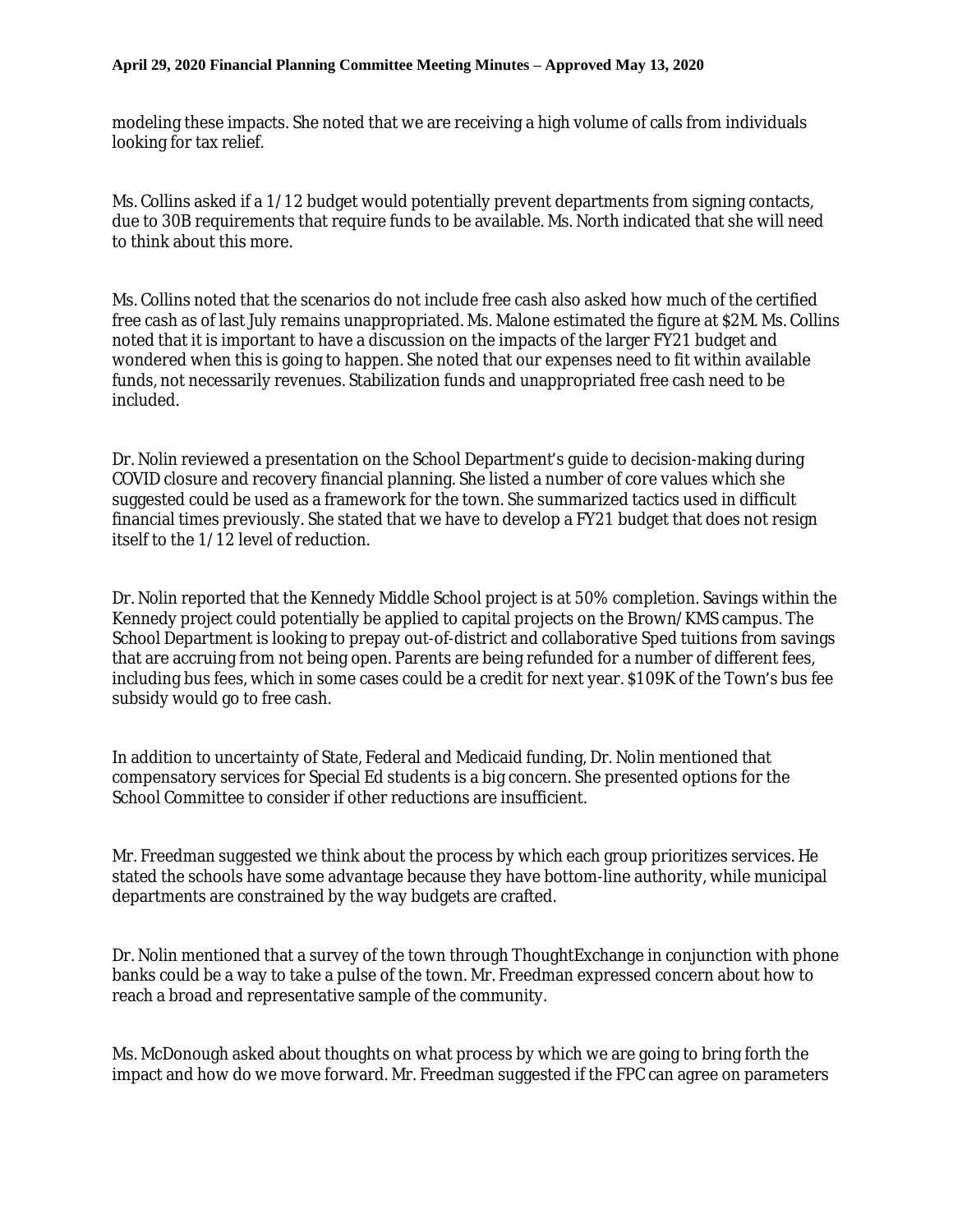modeling these impacts. She noted that we are receiving a high volume of calls from individuals looking for tax relief.

Ms. Collins asked if a 1/12 budget would potentially prevent departments from signing contacts, due to 30B requirements that require funds to be available. Ms. North indicated that she will need to think about this more.

Ms. Collins noted that the scenarios do not include free cash also asked how much of the certified free cash as of last July remains unappropriated. Ms. Malone estimated the figure at $2M. Ms. Collins noted that it is important to have a discussion on the impacts of the larger FY21 budget and wondered when this is going to happen. She noted that our expenses need to fit within available funds, not necessarily revenues. Stabilization funds and unappropriated free cash need to be included.

Dr. Nolin reviewed a presentation on the School Department's guide to decision-making during COVID closure and recovery financial planning. She listed a number of core values which she suggested could be used as a framework for the town. She summarized tactics used in difficult financial times previously. She stated that we have to develop a FY21 budget that does not resign itself to the 1/12 level of reduction.

Dr. Nolin reported that the Kennedy Middle School project is at 50% completion. Savings within the Kennedy project could potentially be applied to capital projects on the Brown/KMS campus. The School Department is looking to prepay out-of-district and collaborative Sped tuitions from savings that are accruing from not being open. Parents are being refunded for a number of different fees, including bus fees, which in some cases could be a credit for next year. $109K of the Town's bus fee subsidy would go to free cash.

In addition to uncertainty of State, Federal and Medicaid funding, Dr. Nolin mentioned that compensatory services for Special Ed students is a big concern. She presented options for the School Committee to consider if other reductions are insufficient.

Mr. Freedman suggested we think about the process by which each group prioritizes services. He stated the schools have some advantage because they have bottom-line authority, while municipal departments are constrained by the way budgets are crafted.

Dr. Nolin mentioned that a survey of the town through ThoughtExchange in conjunction with phone banks could be a way to take a pulse of the town. Mr. Freedman expressed concern about how to reach a broad and representative sample of the community.

Ms. McDonough asked about thoughts on what process by which we are going to bring forth the impact and how do we move forward. Mr. Freedman suggested if the FPC can agree on parameters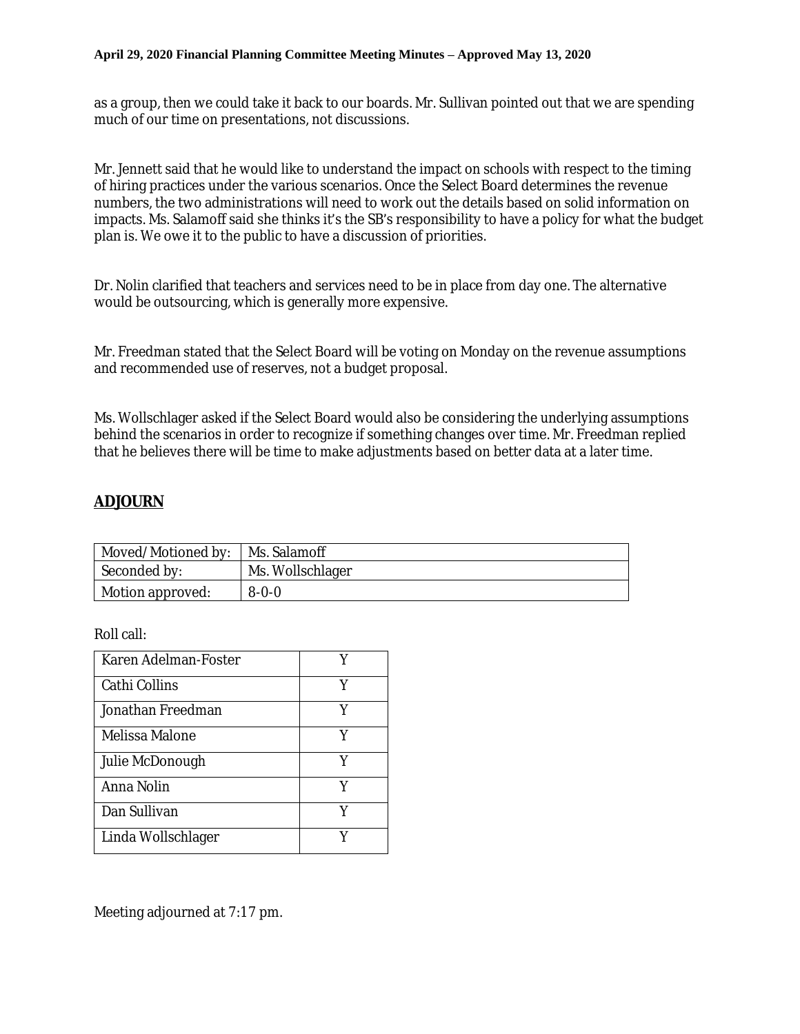as a group, then we could take it back to our boards. Mr. Sullivan pointed out that we are spending much of our time on presentations, not discussions.

Mr. Jennett said that he would like to understand the impact on schools with respect to the timing of hiring practices under the various scenarios. Once the Select Board determines the revenue numbers, the two administrations will need to work out the details based on solid information on impacts. Ms. Salamoff said she thinks it's the SB's responsibility to have a policy for what the budget plan is. We owe it to the public to have a discussion of priorities.

Dr. Nolin clarified that teachers and services need to be in place from day one. The alternative would be outsourcing, which is generally more expensive.

Mr. Freedman stated that the Select Board will be voting on Monday on the revenue assumptions and recommended use of reserves, not a budget proposal.

Ms. Wollschlager asked if the Select Board would also be considering the underlying assumptions behind the scenarios in order to recognize if something changes over time. Mr. Freedman replied that he believes there will be time to make adjustments based on better data at a later time.

## ADJOURN

| | |
|---|---|
| Moved/Motioned by: | Ms. Salamoff |
| Seconded by: | Ms. Wollschlager |
| Motion approved: | 8-0-0 |

Roll call:

| | |
|---|---|
| Karen Adelman-Foster | Y |
| Cathi Collins | Y |
| Jonathan Freedman | Y |
| Melissa Malone | Y |
| Julie McDonough | Y |
| Anna Nolin | Y |
| Dan Sullivan | Y |
| Linda Wollschlager | Y |

Meeting adjourned at 7:17 pm.